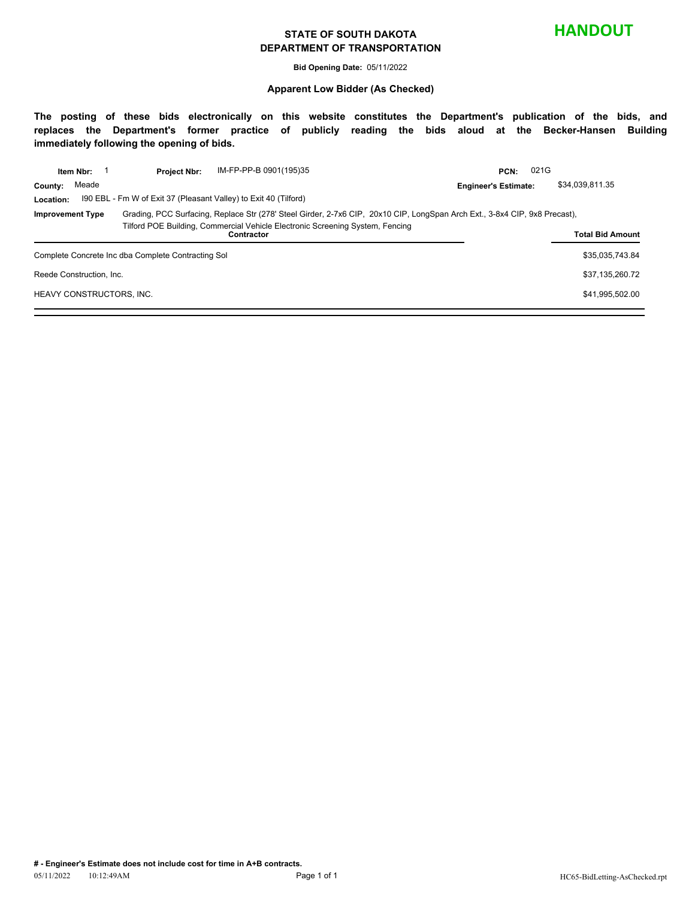**HANDOUT**

# STATE OF SOUTH DAKOTA
## DEPARTMENT OF TRANSPORTATION

**Bid Opening Date:** 05/11/2022

**Apparent Low Bidder (As Checked)**

**The posting of these bids electronically on this website constitutes the Department's publication of the bids, and replaces the Department's former practice of publicly reading the bids aloud at the Becker-Hansen Building immediately following the opening of bids.**

**Item Nbr:** 1 **Project Nbr:** IM-FP-PP-B 0901(195)35 **PCN:** 021G

**County:** Meade **Engineer's Estimate:** $34,039,811.35

**Location:** I90 EBL - Fm W of Exit 37 (Pleasant Valley) to Exit 40 (Tilford)

**Improvement Type** Grading, PCC Surfacing, Replace Str (278' Steel Girder, 2-7x6 CIP, 20x10 CIP, LongSpan Arch Ext., 3-8x4 CIP, 9x8 Precast), Tilford POE Building, Commercial Vehicle Electronic Screening System, Fencing

| Contractor | Total Bid Amount |
|---|---|
| Complete Concrete Inc dba Complete Contracting Sol | $35,035,743.84 |
| Reede Construction, Inc. | $37,135,260.72 |
| HEAVY CONSTRUCTORS, INC. | $41,995,502.00 |

**# - Engineer's Estimate does not include cost for time in A+B contracts.**

05/11/2022 10:12:49AM HC65-BidLetting-AsChecked.rpt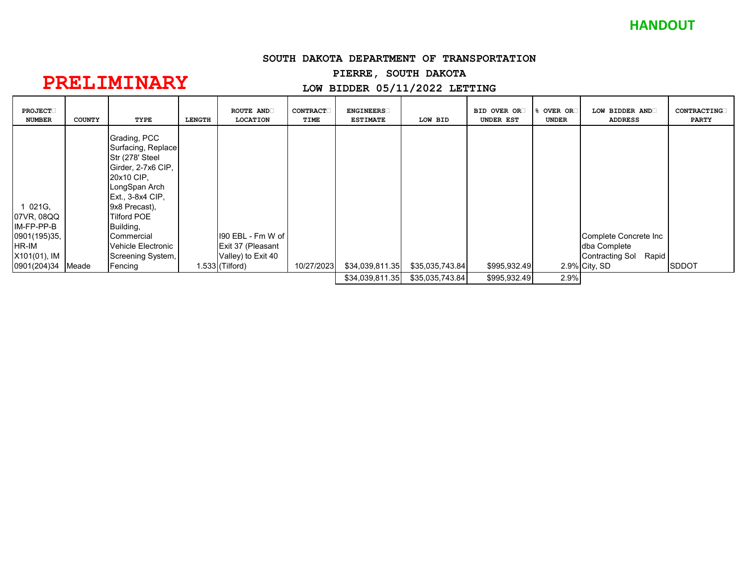HANDOUT

**PRELIMINARY**

# SOUTH DAKOTA DEPARTMENT OF TRANSPORTATION

## PIERRE, SOUTH DAKOTA

## LOW BIDDER 05/11/2022 LETTING

| PROJECT NUMBER | COUNTY | TYPE | LENGTH | ROUTE AND LOCATION | CONTRACT TIME | ENGINEERS ESTIMATE | LOW BID | BID OVER OR UNDER EST | % OVER OR UNDER | LOW BIDDER AND ADDRESS | CONTRACTING PARTY |
|---|---|---|---|---|---|---|---|---|---|---|---|
| 1 021G, 07VR, 08QQ IM-FP-PP-B 0901(195)35, HR-IM X101(01), IM 0901(204)34 | Meade | Grading, PCC Surfacing, Replace Str (278' Steel Girder, 2-7x6 CIP, 20x10 CIP, LongSpan Arch Ext., 3-8x4 CIP, 9x8 Precast), Tilford POE Building, Commercial Vehicle Electronic Screening System, Fencing | 1.533 | I90 EBL - Fm W of Exit 37 (Pleasant Valley) to Exit 40 (Tilford) | 10/27/2023 | $34,039,811.35 | $35,035,743.84 | $995,932.49 | 2.9% | Complete Concrete Inc dba Complete Contracting Sol Rapid City, SD | SDDOT |
| | | | | | | $34,039,811.35 | $35,035,743.84 | $995,932.49 | 2.9% | | |